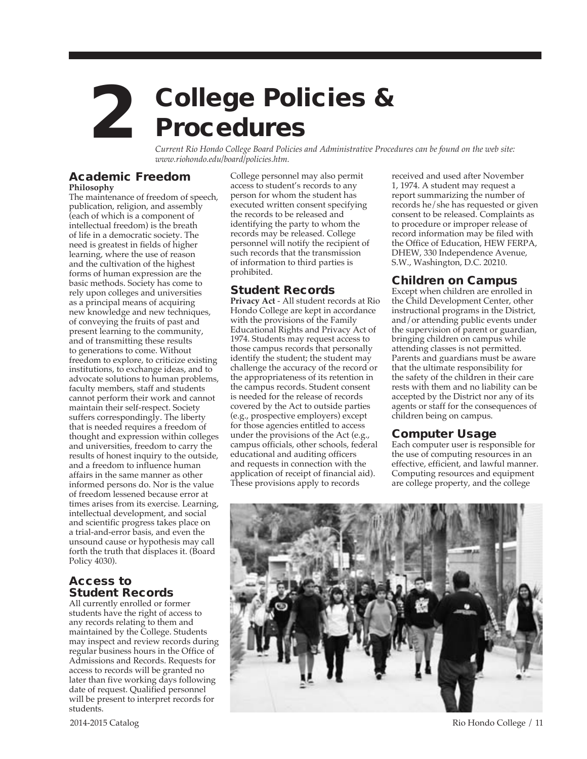# 2 College Policies & Procedures

*Current Rio Hondo College Board Policies and Administrative Procedures can be found on the web site: www.riohondo.edu/board/policies.htm.*

## Academic Freedom

**Philosophy**

The maintenance of freedom of speech, publication, religion, and assembly (each of which is a component of intellectual freedom) is the breath of life in a democratic society. The need is greatest in fields of higher learning, where the use of reason and the cultivation of the highest forms of human expression are the basic methods. Society has come to rely upon colleges and universities as a principal means of acquiring new knowledge and new techniques, of conveying the fruits of past and present learning to the community, and of transmitting these results to generations to come. Without freedom to explore, to criticize existing institutions, to exchange ideas, and to advocate solutions to human problems, faculty members, staff and students cannot perform their work and cannot maintain their self-respect. Society suffers correspondingly. The liberty that is needed requires a freedom of thought and expression within colleges and universities, freedom to carry the results of honest inquiry to the outside, and a freedom to influence human affairs in the same manner as other informed persons do. Nor is the value of freedom lessened because error at times arises from its exercise. Learning, intellectual development, and social and scientific progress takes place on a trial-and-error basis, and even the unsound cause or hypothesis may call forth the truth that displaces it. (Board Policy 4030).

## Access to Student Records

All currently enrolled or former students have the right of access to any records relating to them and maintained by the College. Students may inspect and review records during regular business hours in the Office of Admissions and Records. Requests for access to records will be granted no later than five working days following date of request. Qualified personnel will be present to interpret records for students.

College personnel may also permit access to student's records to any person for whom the student has executed written consent specifying the records to be released and identifying the party to whom the records may be released. College personnel will notify the recipient of such records that the transmission of information to third parties is prohibited.

## Student Records

**Privacy Act** - All student records at Rio Hondo College are kept in accordance with the provisions of the Family Educational Rights and Privacy Act of 1974. Students may request access to those campus records that personally identify the student; the student may challenge the accuracy of the record or the appropriateness of its retention in the campus records. Student consent is needed for the release of records covered by the Act to outside parties (e.g., prospective employers) except for those agencies entitled to access under the provisions of the Act (e.g., campus officials, other schools, federal educational and auditing officers and requests in connection with the application of receipt of financial aid). These provisions apply to records received and used after November 1, 1974. A student may request a report summarizing the number of records he/she has requested or given consent to be released. Complaints as to procedure or improper release of record information may be filed with the Office of Education, HEW FERPA, DHEW, 330 Independence Avenue, S.W., Washington, D.C. 20210.

## Children on Campus

Except when children are enrolled in the Child Development Center, other instructional programs in the District, and/or attending public events under the supervision of parent or guardian, bringing children on campus while attending classes is not permitted. Parents and guardians must be aware that the ultimate responsibility for the safety of the children in their care rests with them and no liability can be accepted by the District nor any of its agents or staff for the consequences of children being on campus.

## Computer Usage

Each computer user is responsible for the use of computing resources in an effective, efficient, and lawful manner. Computing resources and equipment are college property, and the college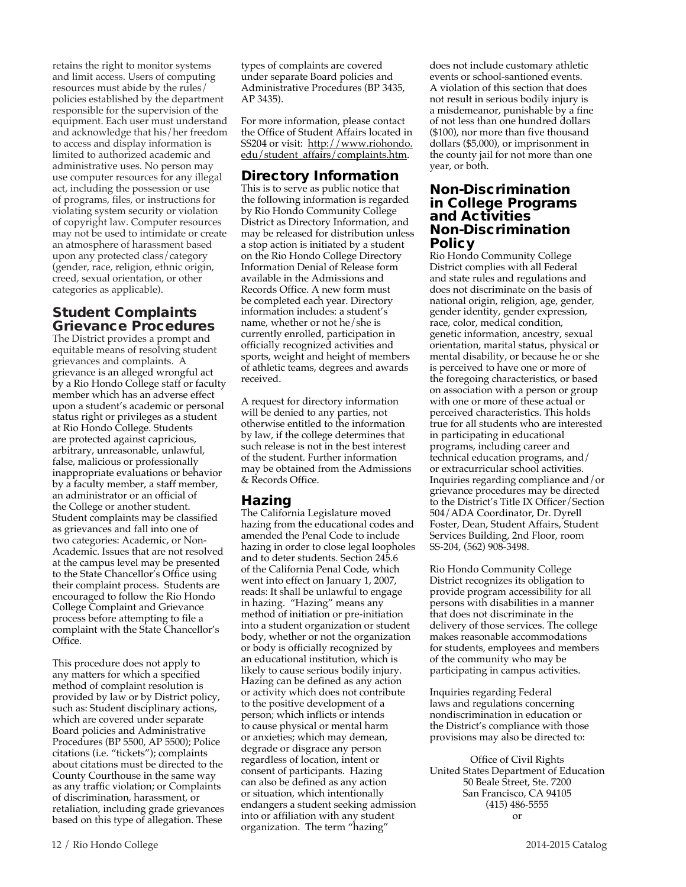retains the right to monitor systems and limit access. Users of computing resources must abide by the rules/policies established by the department responsible for the supervision of the equipment. Each user must understand and acknowledge that his/her freedom to access and display information is limited to authorized academic and administrative uses. No person may use computer resources for any illegal act, including the possession or use of programs, files, or instructions for violating system security or violation of copyright law. Computer resources may not be used to intimidate or create an atmosphere of harassment based upon any protected class/category (gender, race, religion, ethnic origin, creed, sexual orientation, or other categories as applicable).

## Student Complaints Grievance Procedures

The District provides a prompt and equitable means of resolving student grievances and complaints. A grievance is an alleged wrongful act by a Rio Hondo College staff or faculty member which has an adverse effect upon a student's academic or personal status right or privileges as a student at Rio Hondo College. Students are protected against capricious, arbitrary, unreasonable, unlawful, false, malicious or professionally inappropriate evaluations or behavior by a faculty member, a staff member, an administrator or an official of the College or another student. Student complaints may be classified as grievances and fall into one of two categories: Academic, or Non-Academic. Issues that are not resolved at the campus level may be presented to the State Chancellor's Office using their complaint process. Students are encouraged to follow the Rio Hondo College Complaint and Grievance process before attempting to file a complaint with the State Chancellor's Office.

This procedure does not apply to any matters for which a specified method of complaint resolution is provided by law or by District policy, such as: Student disciplinary actions, which are covered under separate Board policies and Administrative Procedures (BP 5500, AP 5500); Police citations (i.e. "tickets"); complaints about citations must be directed to the County Courthouse in the same way as any traffic violation; or Complaints of discrimination, harassment, or retaliation, including grade grievances based on this type of allegation. These types of complaints are covered under separate Board policies and Administrative Procedures (BP 3435, AP 3435).

For more information, please contact the Office of Student Affairs located in SS204 or visit: http://www.riohondo.edu/student_affairs/complaints.htm.

## Directory Information

This is to serve as public notice that the following information is regarded by Rio Hondo Community College District as Directory Information, and may be released for distribution unless a stop action is initiated by a student on the Rio Hondo College Directory Information Denial of Release form available in the Admissions and Records Office. A new form must be completed each year. Directory information includes: a student's name, whether or not he/she is currently enrolled, participation in officially recognized activities and sports, weight and height of members of athletic teams, degrees and awards received.

A request for directory information will be denied to any parties, not otherwise entitled to the information by law, if the college determines that such release is not in the best interest of the student. Further information may be obtained from the Admissions & Records Office.

## Hazing

The California Legislature moved hazing from the educational codes and amended the Penal Code to include hazing in order to close legal loopholes and to deter students. Section 245.6 of the California Penal Code, which went into effect on January 1, 2007, reads: It shall be unlawful to engage in hazing. "Hazing" means any method of initiation or pre-initiation into a student organization or student body, whether or not the organization or body is officially recognized by an educational institution, which is likely to cause serious bodily injury. Hazing can be defined as any action or activity which does not contribute to the positive development of a person; which inflicts or intends to cause physical or mental harm or anxieties; which may demean, degrade or disgrace any person regardless of location, intent or consent of participants. Hazing can also be defined as any action or situation, which intentionally endangers a student seeking admission into or affiliation with any student organization. The term "hazing" does not include customary athletic events or school-santioned events. A violation of this section that does not result in serious bodily injury is a misdemeanor, punishable by a fine of not less than one hundred dollars ($100), nor more than five thousand dollars ($5,000), or imprisonment in the county jail for not more than one year, or both.

## Non-Discrimination in College Programs and Activities Non-Discrimination Policy

Rio Hondo Community College District complies with all Federal and state rules and regulations and does not discriminate on the basis of national origin, religion, age, gender, gender identity, gender expression, race, color, medical condition, genetic information, ancestry, sexual orientation, marital status, physical or mental disability, or because he or she is perceived to have one or more of the foregoing characteristics, or based on association with a person or group with one or more of these actual or perceived characteristics. This holds true for all students who are interested in participating in educational programs, including career and technical education programs, and/or extracurricular school activities. Inquiries regarding compliance and/or grievance procedures may be directed to the District's Title IX Officer/Section 504/ADA Coordinator, Dr. Dyrell Foster, Dean, Student Affairs, Student Services Building, 2nd Floor, room SS-204, (562) 908-3498.

Rio Hondo Community College District recognizes its obligation to provide program accessibility for all persons with disabilities in a manner that does not discriminate in the delivery of those services. The college makes reasonable accommodations for students, employees and members of the community who may be participating in campus activities.

Inquiries regarding Federal laws and regulations concerning nondiscrimination in education or the District's compliance with those provisions may also be directed to:

Office of Civil Rights
United States Department of Education
50 Beale Street, Ste. 7200
San Francisco, CA 94105
(415) 486-5555
or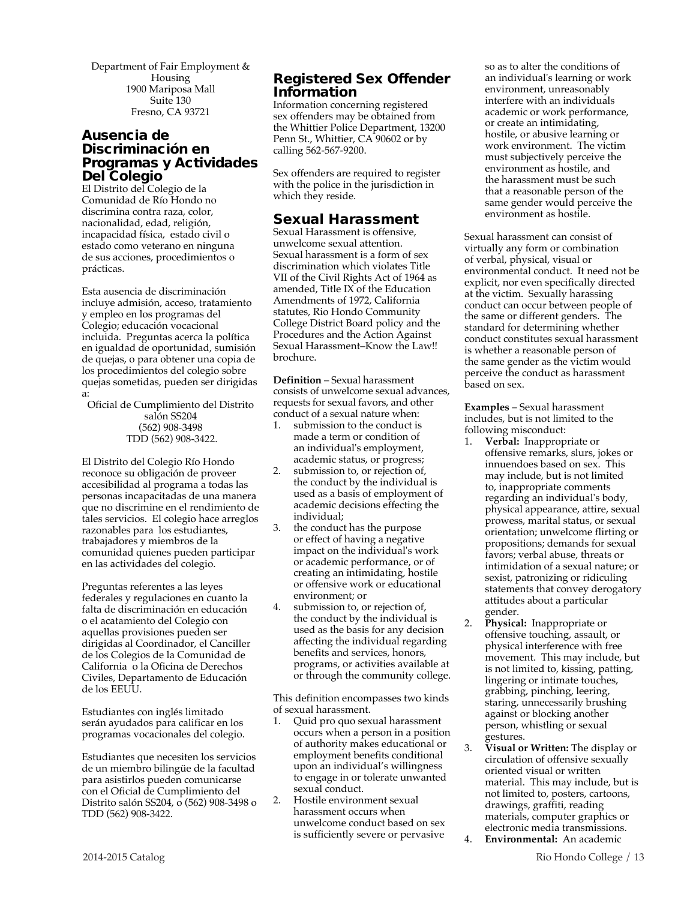Department of Fair Employment & Housing
1900 Mariposa Mall
Suite 130
Fresno, CA 93721

## Ausencia de Discriminación en Programas y Actividades Del Colegio

El Distrito del Colegio de la Comunidad de Río Hondo no discrimina contra raza, color, nacionalidad, edad, religión, incapacidad física, estado civil o estado como veterano en ninguna de sus acciones, procedimientos o prácticas.

Esta ausencia de discriminación incluye admisión, acceso, tratamiento y empleo en los programas del Colegio; educación vocacional incluida. Preguntas acerca la política en igualdad de oportunidad, sumisión de quejas, o para obtener una copia de los procedimientos del colegio sobre quejas sometidas, pueden ser dirigidas a:

Oficial de Cumplimiento del Distrito
salón SS204
(562) 908-3498
TDD (562) 908-3422.

El Distrito del Colegio Río Hondo reconoce su obligación de proveer accesibilidad al programa a todas las personas incapacitadas de una manera que no discrimine en el rendimiento de tales servicios. El colegio hace arreglos razonables para los estudiantes, trabajadores y miembros de la comunidad quienes pueden participar en las actividades del colegio.

Preguntas referentes a las leyes federales y regulaciones en cuanto la falta de discriminación en educación o el acatamiento del Colegio con aquellas provisiones pueden ser dirigidas al Coordinador, el Canciller de los Colegios de la Comunidad de California o la Oficina de Derechos Civiles, Departamento de Educación de los EEUU.

Estudiantes con inglés limitado serán ayudados para calificar en los programas vocacionales del colegio.

Estudiantes que necesiten los servicios de un miembro bilingüe de la facultad para asistirlos pueden comunicarse con el Oficial de Cumplimiento del Distrito salón SS204, o (562) 908-3498 o TDD (562) 908-3422.

## Registered Sex Offender Information

Information concerning registered sex offenders may be obtained from the Whittier Police Department, 13200 Penn St., Whittier, CA 90602 or by calling 562-567-9200.

Sex offenders are required to register with the police in the jurisdiction in which they reside.

## Sexual Harassment

Sexual Harassment is offensive, unwelcome sexual attention. Sexual harassment is a form of sex discrimination which violates Title VII of the Civil Rights Act of 1964 as amended, Title IX of the Education Amendments of 1972, California statutes, Rio Hondo Community College District Board policy and the Procedures and the Action Against Sexual Harassment–Know the Law!! brochure.

**Definition** – Sexual harassment consists of unwelcome sexual advances, requests for sexual favors, and other conduct of a sexual nature when:

1. submission to the conduct is made a term or condition of an individual's employment, academic status, or progress;
2. submission to, or rejection of, the conduct by the individual is used as a basis of employment of academic decisions effecting the individual;
3. the conduct has the purpose or effect of having a negative impact on the individual's work or academic performance, or of creating an intimidating, hostile or offensive work or educational environment; or
4. submission to, or rejection of, the conduct by the individual is used as the basis for any decision affecting the individual regarding benefits and services, honors, programs, or activities available at or through the community college.

This definition encompasses two kinds of sexual harassment.

1. Quid pro quo sexual harassment occurs when a person in a position of authority makes educational or employment benefits conditional upon an individual's willingness to engage in or tolerate unwanted sexual conduct.
2. Hostile environment sexual harassment occurs when unwelcome conduct based on sex is sufficiently severe or pervasive so as to alter the conditions of an individual's learning or work environment, unreasonably interfere with an individuals academic or work performance, or create an intimidating, hostile, or abusive learning or work environment. The victim must subjectively perceive the environment as hostile, and the harassment must be such that a reasonable person of the same gender would perceive the environment as hostile.

Sexual harassment can consist of virtually any form or combination of verbal, physical, visual or environmental conduct. It need not be explicit, nor even specifically directed at the victim. Sexually harassing conduct can occur between people of the same or different genders. The standard for determining whether conduct constitutes sexual harassment is whether a reasonable person of the same gender as the victim would perceive the conduct as harassment based on sex.

**Examples** – Sexual harassment includes, but is not limited to the following misconduct:

1. **Verbal:** Inappropriate or offensive remarks, slurs, jokes or innuendoes based on sex. This may include, but is not limited to, inappropriate comments regarding an individual's body, physical appearance, attire, sexual prowess, marital status, or sexual orientation; unwelcome flirting or propositions; demands for sexual favors; verbal abuse, threats or intimidation of a sexual nature; or sexist, patronizing or ridiculing statements that convey derogatory attitudes about a particular gender.
2. **Physical:** Inappropriate or offensive touching, assault, or physical interference with free movement. This may include, but is not limited to, kissing, patting, lingering or intimate touches, grabbing, pinching, leering, staring, unnecessarily brushing against or blocking another person, whistling or sexual gestures.
3. **Visual or Written:** The display or circulation of offensive sexually oriented visual or written material. This may include, but is not limited to, posters, cartoons, drawings, graffiti, reading materials, computer graphics or electronic media transmissions.
4. **Environmental:** An academic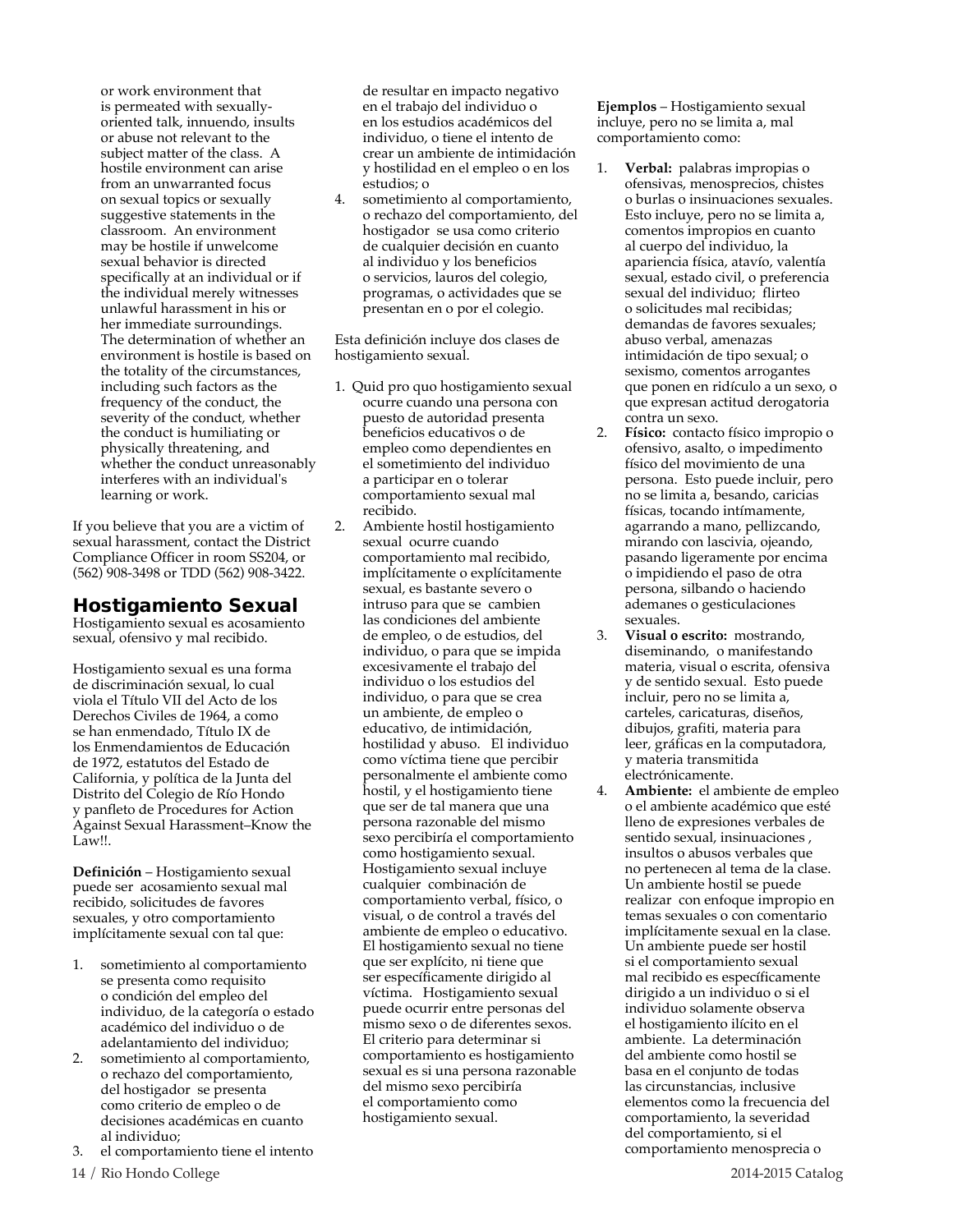or work environment that is permeated with sexually-oriented talk, innuendo, insults or abuse not relevant to the subject matter of the class. A hostile environment can arise from an unwarranted focus on sexual topics or sexually suggestive statements in the classroom. An environment may be hostile if unwelcome sexual behavior is directed specifically at an individual or if the individual merely witnesses unlawful harassment in his or her immediate surroundings. The determination of whether an environment is hostile is based on the totality of the circumstances, including such factors as the frequency of the conduct, the severity of the conduct, whether the conduct is humiliating or physically threatening, and whether the conduct unreasonably interferes with an individual's learning or work.

If you believe that you are a victim of sexual harassment, contact the District Compliance Officer in room SS204, or (562) 908-3498 or TDD (562) 908-3422.

## Hostigamiento Sexual

Hostigamiento sexual es acosamiento sexual, ofensivo y mal recibido.

Hostigamiento sexual es una forma de discriminación sexual, lo cual viola el Título VII del Acto de los Derechos Civiles de 1964, a como se han enmendado, Título IX de los Enmendamientos de Educación de 1972, estatutos del Estado de California, y política de la Junta del Distrito del Colegio de Río Hondo y panfleto de Procedures for Action Against Sexual Harassment–Know the Law!!.

**Definición** – Hostigamiento sexual puede ser acosamiento sexual mal recibido, solicitudes de favores sexuales, y otro comportamiento implícitamente sexual con tal que:

1. sometimiento al comportamiento se presenta como requisito o condición del empleo del individuo, de la categoría o estado académico del individuo o de adelantamiento del individuo;
2. sometimiento al comportamiento, o rechazo del comportamiento, del hostigador se presenta como criterio de empleo o de decisiones académicas en cuanto al individuo;
3. el comportamiento tiene el intento de resultar en impacto negativo en el trabajo del individuo o en los estudios académicos del individuo, o tiene el intento de crear un ambiente de intimidación y hostilidad en el empleo o en los estudios; o
4. sometimiento al comportamiento, o rechazo del comportamiento, del hostigador se usa como criterio de cualquier decisión en cuanto al individuo y los beneficios o servicios, lauros del colegio, programas, o actividades que se presentan en o por el colegio.

Esta definición incluye dos clases de hostigamiento sexual.

1. Quid pro quo hostigamiento sexual ocurre cuando una persona con puesto de autoridad presenta beneficios educativos o de empleo como dependientes en el sometimiento del individuo a participar en o tolerar comportamiento sexual mal recibido.
2. Ambiente hostil hostigamiento sexual ocurre cuando comportamiento mal recibido, implícitamente o explícitamente sexual, es bastante severo o intruso para que se cambien las condiciones del ambiente de empleo, o de estudios, del individuo, o para que se impida excesivamente el trabajo del individuo o los estudios del individuo, o para que se crea un ambiente, de empleo o educativo, de intimidación, hostilidad y abuso. El individuo como víctima tiene que percibir personalmente el ambiente como hostil, y el hostigamiento tiene que ser de tal manera que una persona razonable del mismo sexo percibiría el comportamiento como hostigamiento sexual. Hostigamiento sexual incluye cualquier combinación de comportamiento verbal, físico, o visual, o de control a través del ambiente de empleo o educativo. El hostigamiento sexual no tiene que ser explícito, ni tiene que ser específicamente dirigido al víctima. Hostigamiento sexual puede ocurrir entre personas del mismo sexo o de diferentes sexos. El criterio para determinar si comportamiento es hostigamiento sexual es si una persona razonable del mismo sexo percibiría el comportamiento como hostigamiento sexual.

**Ejemplos** – Hostigamiento sexual incluye, pero no se limita a, mal comportamiento como:

1. **Verbal:** palabras impropias o ofensivas, menosprecios, chistes o burlas o insinuaciones sexuales. Esto incluye, pero no se limita a, comentos impropios en cuanto al cuerpo del individuo, la apariencia física, atavío, valentía sexual, estado civil, o preferencia sexual del individuo; flirteo o solicitudes mal recibidas; demandas de favores sexuales; abuso verbal, amenazas intimidación de tipo sexual; o sexismo, comentos arrogantes que ponen en ridículo a un sexo, o que expresan actitud derogatoria contra un sexo.
2. **Físico:** contacto físico impropio o ofensivo, asalto, o impedimento físico del movimiento de una persona. Esto puede incluir, pero no se limita a, besando, caricias físicas, tocando intímamente, agarrando a mano, pellizcando, mirando con lascivia, ojeando, pasando ligeramente por encima o impidiendo el paso de otra persona, silbando o haciendo ademanes o gesticulaciones sexuales.
3. **Visual o escrito:** mostrando, diseminando, o manifestando materia, visual o escrita, ofensiva y de sentido sexual. Esto puede incluir, pero no se limita a, carteles, caricaturas, diseños, dibujos, grafiti, materia para leer, gráficas en la computadora, y materia transmitida electrónicamente.
4. **Ambiente:** el ambiente de empleo o el ambiente académico que esté lleno de expresiones verbales de sentido sexual, insinuaciones , insultos o abusos verbales que no pertenecen al tema de la clase. Un ambiente hostil se puede realizar con enfoque impropio en temas sexuales o con comentario implícitamente sexual en la clase. Un ambiente puede ser hostil si el comportamiento sexual mal recibido es específicamente dirigido a un individuo o si el individuo solamente observa el hostigamiento ilícito en el ambiente. La determinación del ambiente como hostil se basa en el conjunto de todas las circunstancias, inclusive elementos como la frecuencia del comportamiento, la severidad del comportamiento, si el comportamiento menosprecia o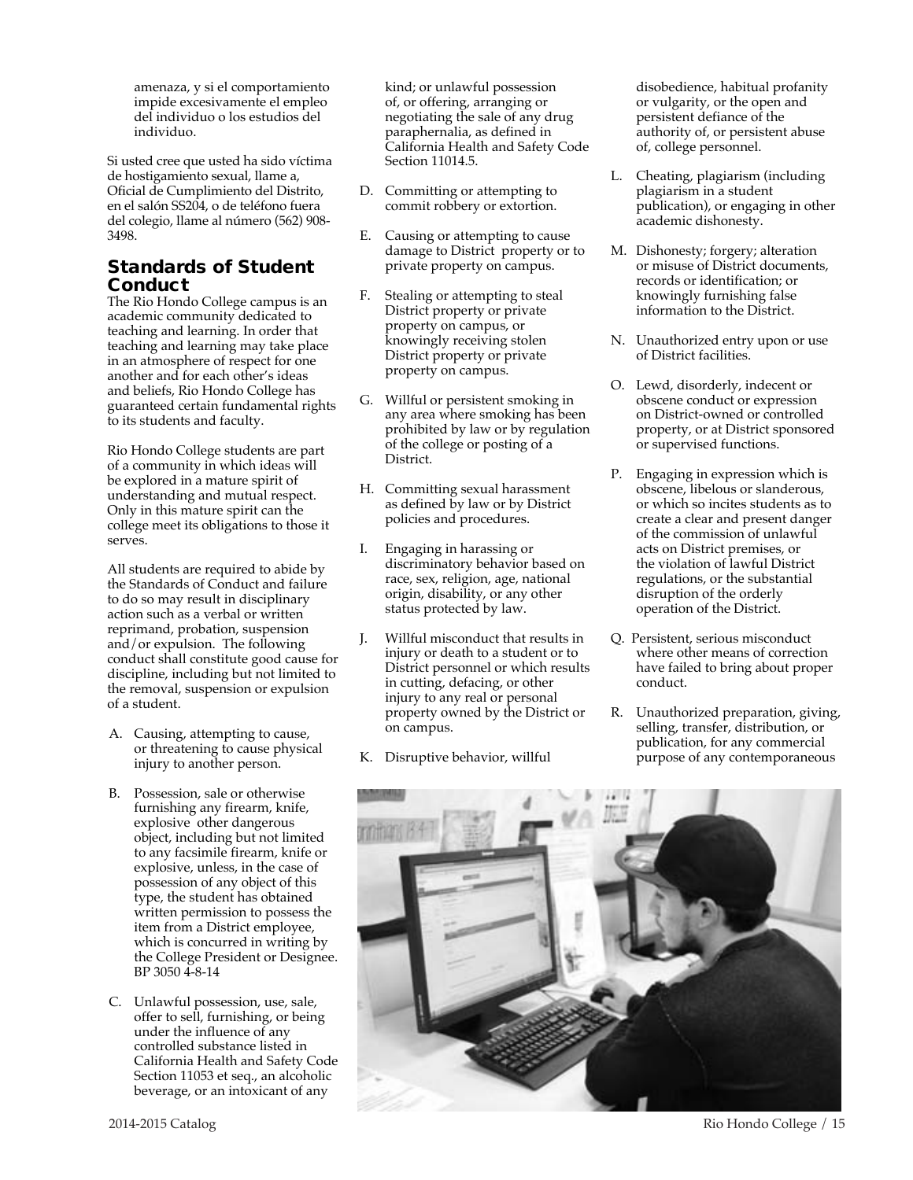amenaza, y si el comportamiento impide excesivamente el empleo del individuo o los estudios del individuo.

Si usted cree que usted ha sido víctima de hostigamiento sexual, llame a, Oficial de Cumplimiento del Distrito, en el salón SS204, o de teléfono fuera del colegio, llame al número (562) 908-3498.

## Standards of Student Conduct

The Rio Hondo College campus is an academic community dedicated to teaching and learning. In order that teaching and learning may take place in an atmosphere of respect for one another and for each other's ideas and beliefs, Rio Hondo College has guaranteed certain fundamental rights to its students and faculty.

Rio Hondo College students are part of a community in which ideas will be explored in a mature spirit of understanding and mutual respect. Only in this mature spirit can the college meet its obligations to those it serves.

All students are required to abide by the Standards of Conduct and failure to do so may result in disciplinary action such as a verbal or written reprimand, probation, suspension and/or expulsion. The following conduct shall constitute good cause for discipline, including but not limited to the removal, suspension or expulsion of a student.

A. Causing, attempting to cause, or threatening to cause physical injury to another person.

B. Possession, sale or otherwise furnishing any firearm, knife, explosive other dangerous object, including but not limited to any facsimile firearm, knife or explosive, unless, in the case of possession of any object of this type, the student has obtained written permission to possess the item from a District employee, which is concurred in writing by the College President or Designee. BP 3050 4-8-14

C. Unlawful possession, use, sale, offer to sell, furnishing, or being under the influence of any controlled substance listed in California Health and Safety Code Section 11053 et seq., an alcoholic beverage, or an intoxicant of any kind; or unlawful possession of, or offering, arranging or negotiating the sale of any drug paraphernalia, as defined in California Health and Safety Code Section 11014.5.

D. Committing or attempting to commit robbery or extortion.

E. Causing or attempting to cause damage to District property or to private property on campus.

F. Stealing or attempting to steal District property or private property on campus, or knowingly receiving stolen District property or private property on campus.

G. Willful or persistent smoking in any area where smoking has been prohibited by law or by regulation of the college or posting of a District.

H. Committing sexual harassment as defined by law or by District policies and procedures.

I. Engaging in harassing or discriminatory behavior based on race, sex, religion, age, national origin, disability, or any other status protected by law.

J. Willful misconduct that results in injury or death to a student or to District personnel or which results in cutting, defacing, or other injury to any real or personal property owned by the District or on campus.

K. Disruptive behavior, willful disobedience, habitual profanity or vulgarity, or the open and persistent defiance of the authority of, or persistent abuse of, college personnel.

L. Cheating, plagiarism (including plagiarism in a student publication), or engaging in other academic dishonesty.

M. Dishonesty; forgery; alteration or misuse of District documents, records or identification; or knowingly furnishing false information to the District.

N. Unauthorized entry upon or use of District facilities.

O. Lewd, disorderly, indecent or obscene conduct or expression on District-owned or controlled property, or at District sponsored or supervised functions.

P. Engaging in expression which is obscene, libelous or slanderous, or which so incites students as to create a clear and present danger of the commission of unlawful acts on District premises, or the violation of lawful District regulations, or the substantial disruption of the orderly operation of the District.

Q. Persistent, serious misconduct where other means of correction have failed to bring about proper conduct.

R. Unauthorized preparation, giving, selling, transfer, distribution, or publication, for any commercial purpose of any contemporaneous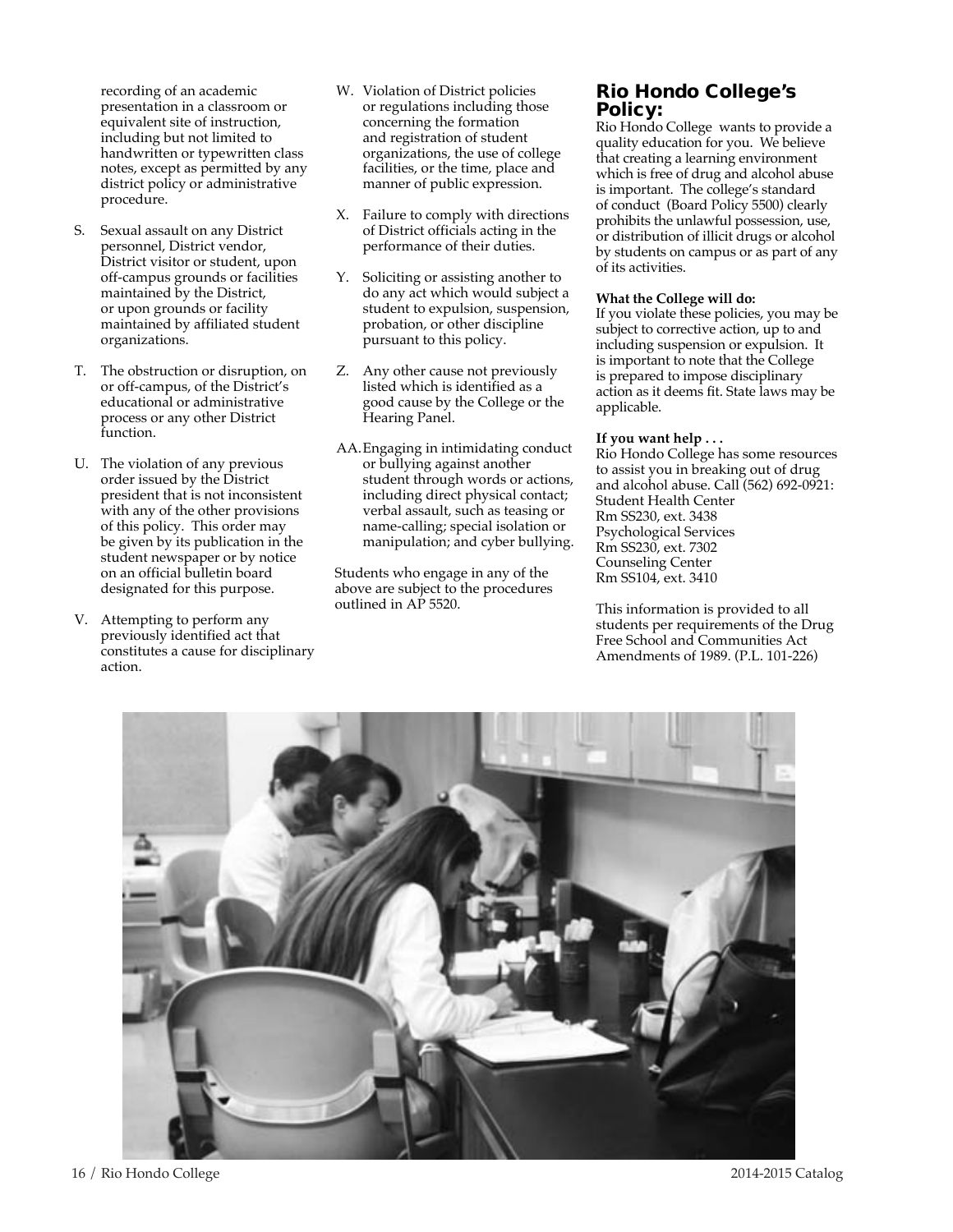recording of an academic presentation in a classroom or equivalent site of instruction, including but not limited to handwritten or typewritten class notes, except as permitted by any district policy or administrative procedure.

S. Sexual assault on any District personnel, District vendor, District visitor or student, upon off-campus grounds or facilities maintained by the District, or upon grounds or facility maintained by affiliated student organizations.

T. The obstruction or disruption, on or off-campus, of the District's educational or administrative process or any other District function.

U. The violation of any previous order issued by the District president that is not inconsistent with any of the other provisions of this policy. This order may be given by its publication in the student newspaper or by notice on an official bulletin board designated for this purpose.

V. Attempting to perform any previously identified act that constitutes a cause for disciplinary action.

W. Violation of District policies or regulations including those concerning the formation and registration of student organizations, the use of college facilities, or the time, place and manner of public expression.

X. Failure to comply with directions of District officials acting in the performance of their duties.

Y. Soliciting or assisting another to do any act which would subject a student to expulsion, suspension, probation, or other discipline pursuant to this policy.

Z. Any other cause not previously listed which is identified as a good cause by the College or the Hearing Panel.

AA. Engaging in intimidating conduct or bullying against another student through words or actions, including direct physical contact; verbal assault, such as teasing or name-calling; special isolation or manipulation; and cyber bullying.

Students who engage in any of the above are subject to the procedures outlined in AP 5520.

## Rio Hondo College's Policy:

Rio Hondo College wants to provide a quality education for you. We believe that creating a learning environment which is free of drug and alcohol abuse is important. The college's standard of conduct (Board Policy 5500) clearly prohibits the unlawful possession, use, or distribution of illicit drugs or alcohol by students on campus or as part of any of its activities.

**What the College will do:**

If you violate these policies, you may be subject to corrective action, up to and including suspension or expulsion. It is important to note that the College is prepared to impose disciplinary action as it deems fit. State laws may be applicable.

**If you want help . . .**

Rio Hondo College has some resources to assist you in breaking out of drug and alcohol abuse. Call (562) 692-0921:
Student Health Center
Rm SS230, ext. 3438
Psychological Services
Rm SS230, ext. 7302
Counseling Center
Rm SS104, ext. 3410

This information is provided to all students per requirements of the Drug Free School and Communities Act Amendments of 1989. (P.L. 101-226)